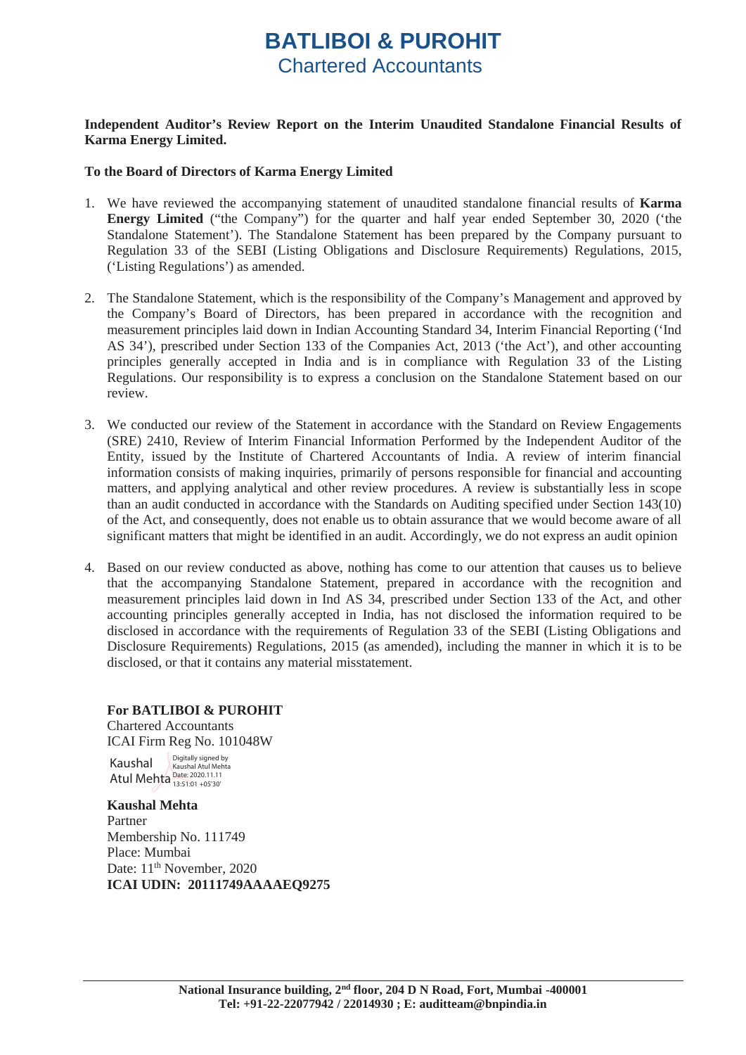# BATLIBOI & PUROHIT
## Chartered Accountants

**Independent Auditor's Review Report on the Interim Unaudited Standalone Financial Results of Karma Energy Limited.**

**To the Board of Directors of Karma Energy Limited**

1. We have reviewed the accompanying statement of unaudited standalone financial results of **Karma Energy Limited** ("the Company") for the quarter and half year ended September 30, 2020 ('the Standalone Statement'). The Standalone Statement has been prepared by the Company pursuant to Regulation 33 of the SEBI (Listing Obligations and Disclosure Requirements) Regulations, 2015, ('Listing Regulations') as amended.

2. The Standalone Statement, which is the responsibility of the Company's Management and approved by the Company's Board of Directors, has been prepared in accordance with the recognition and measurement principles laid down in Indian Accounting Standard 34, Interim Financial Reporting ('Ind AS 34'), prescribed under Section 133 of the Companies Act, 2013 ('the Act'), and other accounting principles generally accepted in India and is in compliance with Regulation 33 of the Listing Regulations. Our responsibility is to express a conclusion on the Standalone Statement based on our review.

3. We conducted our review of the Statement in accordance with the Standard on Review Engagements (SRE) 2410, Review of Interim Financial Information Performed by the Independent Auditor of the Entity, issued by the Institute of Chartered Accountants of India. A review of interim financial information consists of making inquiries, primarily of persons responsible for financial and accounting matters, and applying analytical and other review procedures. A review is substantially less in scope than an audit conducted in accordance with the Standards on Auditing specified under Section 143(10) of the Act, and consequently, does not enable us to obtain assurance that we would become aware of all significant matters that might be identified in an audit. Accordingly, we do not express an audit opinion

4. Based on our review conducted as above, nothing has come to our attention that causes us to believe that the accompanying Standalone Statement, prepared in accordance with the recognition and measurement principles laid down in Ind AS 34, prescribed under Section 133 of the Act, and other accounting principles generally accepted in India, has not disclosed the information required to be disclosed in accordance with the requirements of Regulation 33 of the SEBI (Listing Obligations and Disclosure Requirements) Regulations, 2015 (as amended), including the manner in which it is to be disclosed, or that it contains any material misstatement.

**For BATLIBOI & PUROHIT**
Chartered Accountants
ICAI Firm Reg No. 101048W

Kaushal Atul Mehta
Digitally signed by Kaushal Atul Mehta
Date: 2020.11.11 13:51:01 +05'30'

**Kaushal Mehta**
Partner
Membership No. 111749
Place: Mumbai
Date: 11th November, 2020
**ICAI UDIN: 20111749AAAAEQ9275**

**National Insurance building, 2nd floor, 204 D N Road, Fort, Mumbai -400001**
**Tel: +91-22-22077942 / 22014930 ; E: auditteam@bnpindia.in**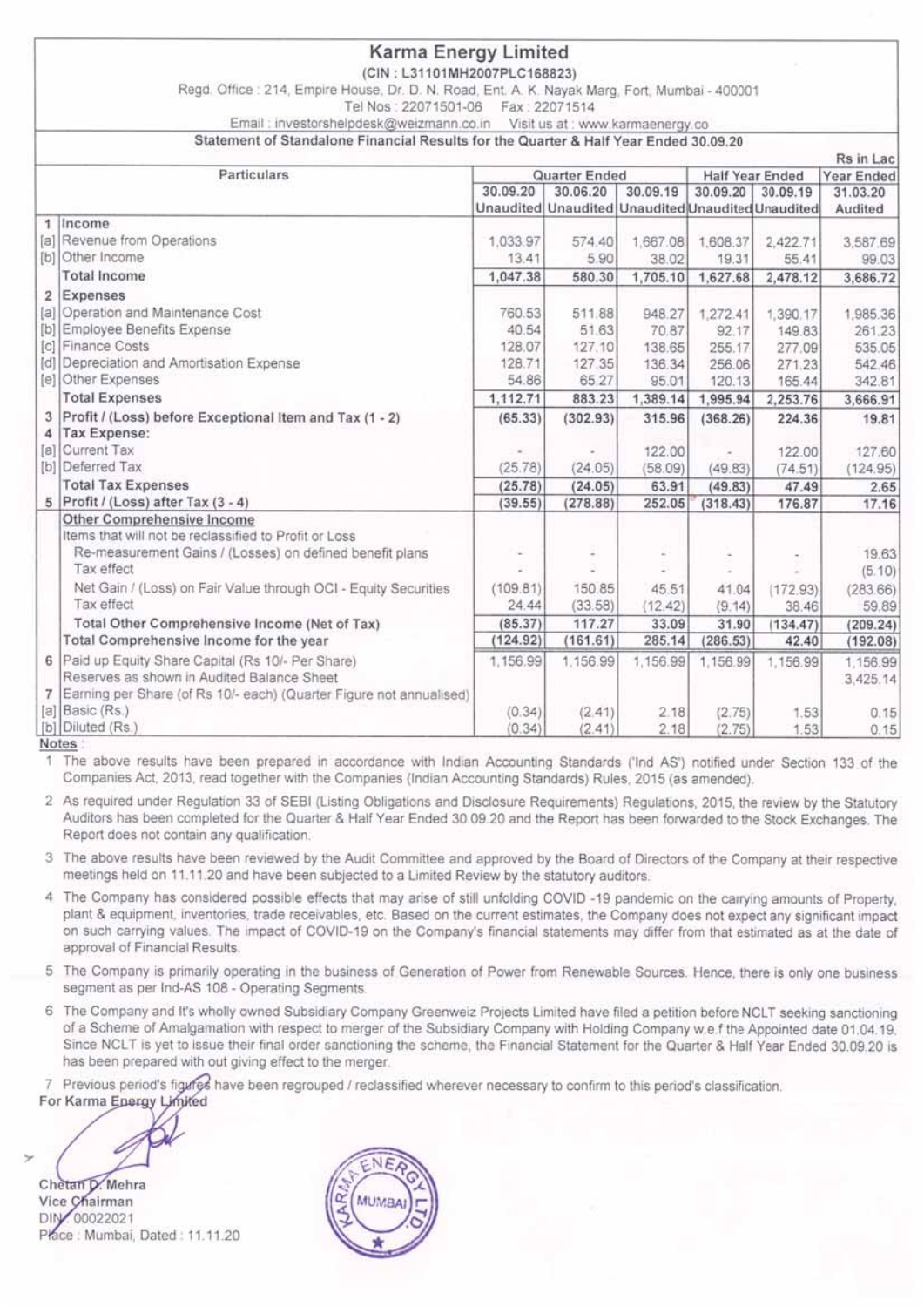# Karma Energy Limited

(CIN : L31101MH2007PLC168823)

Regd. Office : 214, Empire House, Dr. D. N. Road, Ent. A. K. Nayak Marg, Fort, Mumbai - 400001

Tel Nos : 22071501-06 Fax : 22071514

Email : investorshelpdesk@weizmann.co.in Visit us at : www.karmaenergy.co

## Statement of Standalone Financial Results for the Quarter & Half Year Ended 30.09.20

Rs in Lac

| | Particulars | Quarter Ended | | | Half Year Ended | | Year Ended |
|---|---|---|---|---|---|---|---|
| | | 30.09.20 | 30.06.20 | 30.09.19 | 30.09.20 | 30.09.19 | 31.03.20 |
| | | Unaudited | Unaudited | Unaudited | Unaudited | Unaudited | Audited |
| 1 | Income | | | | | | |
| [a] | Revenue from Operations | 1,033.97 | 574.40 | 1,667.08 | 1,608.37 | 2,422.71 | 3,587.69 |
| [b] | Other Income | 13.41 | 5.90 | 38.02 | 19.31 | 55.41 | 99.03 |
| | **Total Income** | 1,047.38 | 580.30 | 1,705.10 | 1,627.68 | 2,478.12 | 3,686.72 |
| 2 | Expenses | | | | | | |
| [a] | Operation and Maintenance Cost | 760.53 | 511.88 | 948.27 | 1,272.41 | 1,390.17 | 1,985.36 |
| [b] | Employee Benefits Expense | 40.54 | 51.63 | 70.87 | 92.17 | 149.83 | 261.23 |
| [c] | Finance Costs | 128.07 | 127.10 | 138.65 | 255.17 | 277.09 | 535.05 |
| [d] | Depreciation and Amortisation Expense | 128.71 | 127.35 | 136.34 | 256.06 | 271.23 | 542.46 |
| [e] | Other Expenses | 54.86 | 65.27 | 95.01 | 120.13 | 165.44 | 342.81 |
| | **Total Expenses** | 1,112.71 | 883.23 | 1,389.14 | 1,995.94 | 2,253.76 | 3,666.91 |
| 3 | Profit / (Loss) before Exceptional Item and Tax (1 - 2) | (65.33) | (302.93) | 315.96 | (368.26) | 224.36 | 19.81 |
| 4 | Tax Expense: | | | | | | |
| [a] | Current Tax | - | - | 122.00 | - | 122.00 | 127.60 |
| [b] | Deferred Tax | (25.78) | (24.05) | (58.09) | (49.83) | (74.51) | (124.95) |
| | **Total Tax Expenses** | (25.78) | (24.05) | 63.91 | (49.83) | 47.49 | 2.65 |
| 5 | Profit / (Loss) after Tax (3 - 4) | (39.55) | (278.88) | 252.05 | (318.43) | 176.87 | 17.16 |
| | Other Comprehensive Income | | | | | | |
| | Items that will not be reclassified to Profit or Loss | | | | | | |
| | Re-measurement Gains / (Losses) on defined benefit plans | - | - | - | - | - | 19.63 |
| | Tax effect | - | - | - | - | - | (5.10) |
| | Net Gain / (Loss) on Fair Value through OCI - Equity Securities | (109.81) | 150.85 | 45.51 | 41.04 | (172.93) | (283.66) |
| | Tax effect | 24.44 | (33.58) | (12.42) | (9.14) | 38.46 | 59.89 |
| | **Total Other Comprehensive Income (Net of Tax)** | (85.37) | 117.27 | 33.09 | 31.90 | (134.47) | (209.24) |
| | **Total Comprehensive Income for the year** | (124.92) | (161.61) | 285.14 | (286.53) | 42.40 | (192.08) |
| 6 | Paid up Equity Share Capital (Rs 10/- Per Share) | 1,156.99 | 1,156.99 | 1,156.99 | 1,156.99 | 1,156.99 | 1,156.99 |
| | Reserves as shown in Audited Balance Sheet | | | | | | 3,425.14 |
| 7 | Earning per Share (of Rs 10/- each) (Quarter Figure not annualised) | | | | | | |
| [a] | Basic (Rs.) | (0.34) | (2.41) | 2.18 | (2.75) | 1.53 | 0.15 |
| [b] | Diluted (Rs.) | (0.34) | (2.41) | 2.18 | (2.75) | 1.53 | 0.15 |

**Notes** :

1. The above results have been prepared in accordance with Indian Accounting Standards ('Ind AS') notified under Section 133 of the Companies Act, 2013, read together with the Companies (Indian Accounting Standards) Rules, 2015 (as amended).
2. As required under Regulation 33 of SEBI (Listing Obligations and Disclosure Requirements) Regulations, 2015, the review by the Statutory Auditors has been completed for the Quarter & Half Year Ended 30.09.20 and the Report has been forwarded to the Stock Exchanges. The Report does not contain any qualification.
3. The above results have been reviewed by the Audit Committee and approved by the Board of Directors of the Company at their respective meetings held on 11.11.20 and have been subjected to a Limited Review by the statutory auditors.
4. The Company has considered possible effects that may arise of still unfolding COVID -19 pandemic on the carrying amounts of Property, plant & equipment, inventories, trade receivables, etc. Based on the current estimates, the Company does not expect any significant impact on such carrying values. The impact of COVID-19 on the Company's financial statements may differ from that estimated as at the date of approval of Financial Results.
5. The Company is primarily operating in the business of Generation of Power from Renewable Sources. Hence, there is only one business segment as per Ind-AS 108 - Operating Segments.
6. The Company and It's wholly owned Subsidiary Company Greenweiz Projects Limited have filed a petition before NCLT seeking sanctioning of a Scheme of Amalgamation with respect to merger of the Subsidiary Company with Holding Company w.e.f the Appointed date 01.04.19. Since NCLT is yet to issue their final order sanctioning the scheme, the Financial Statement for the Quarter & Half Year Ended 30.09.20 is has been prepared with out giving effect to the merger.
7. Previous period's figures have been regrouped / reclassified wherever necessary to confirm to this period's classification.

For Karma Energy Limited

Chetan D. Mehra
Vice Chairman
DIN: 00022021
Place : Mumbai, Dated : 11.11.20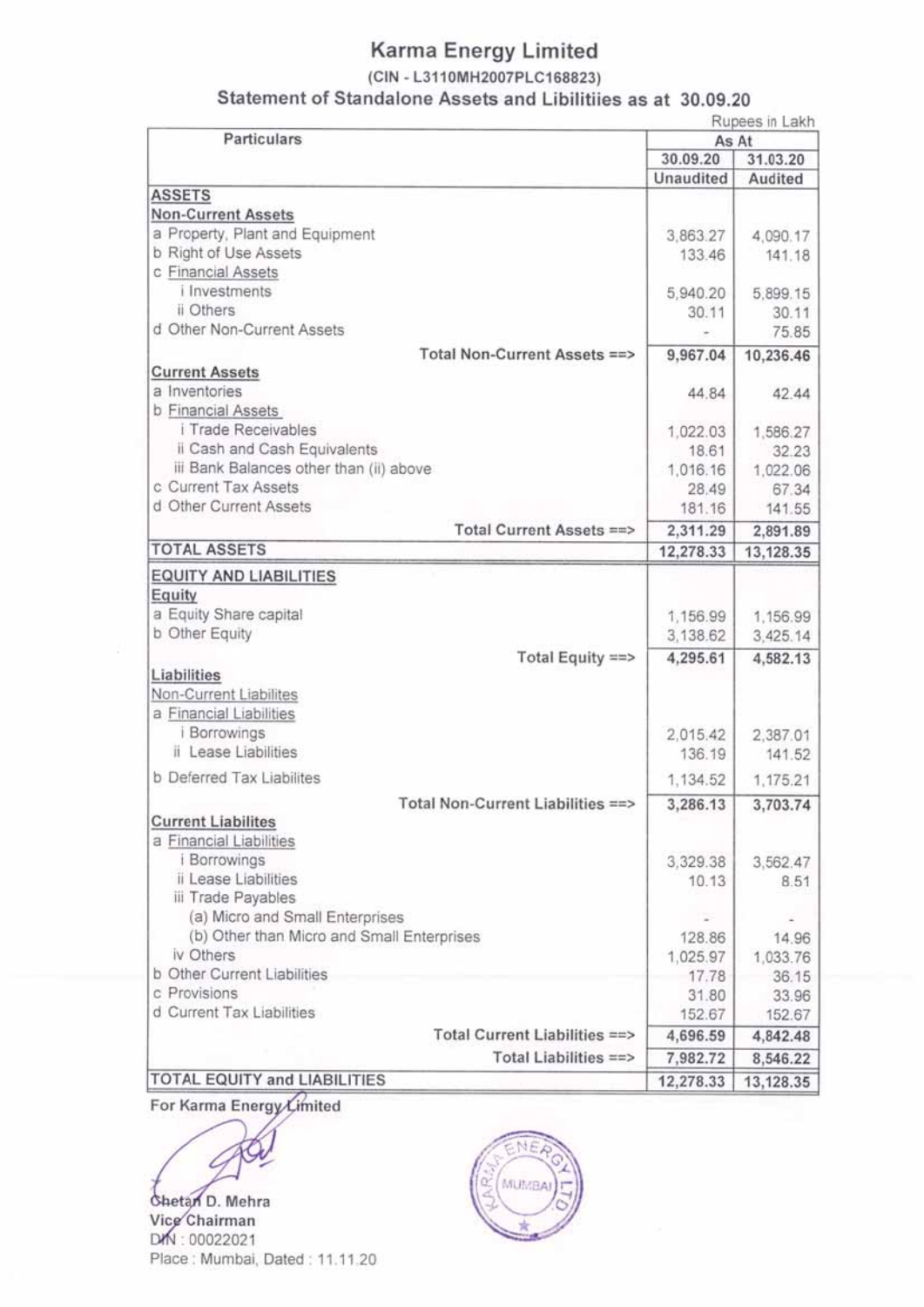# Karma Energy Limited

(CIN - L3110MH2007PLC168823)

## Statement of Standalone Assets and Libilitiies as at 30.09.20

Rupees in Lakh

| Particulars | As At | |
|---|---|---|
| | 30.09.20 | 31.03.20 |
| | Unaudited | Audited |
| **ASSETS** | | |
| **Non-Current Assets** | | |
| a Property, Plant and Equipment | 3,863.27 | 4,090.17 |
| b Right of Use Assets | 133.46 | 141.18 |
| c Financial Assets | | |
| i Investments | 5,940.20 | 5,899.15 |
| ii Others | 30.11 | 30.11 |
| d Other Non-Current Assets | - | 75.85 |
| **Total Non-Current Assets ==>** | **9,967.04** | **10,236.46** |
| **Current Assets** | | |
| a Inventories | 44.84 | 42.44 |
| b Financial Assets | | |
| i Trade Receivables | 1,022.03 | 1,586.27 |
| ii Cash and Cash Equivalents | 18.61 | 32.23 |
| iii Bank Balances other than (ii) above | 1,016.16 | 1,022.06 |
| c Current Tax Assets | 28.49 | 67.34 |
| d Other Current Assets | 181.16 | 141.55 |
| **Total Current Assets ==>** | **2,311.29** | **2,891.89** |
| **TOTAL ASSETS** | **12,278.33** | **13,128.35** |
| **EQUITY AND LIABILITIES** | | |
| **Equity** | | |
| a Equity Share capital | 1,156.99 | 1,156.99 |
| b Other Equity | 3,138.62 | 3,425.14 |
| **Total Equity ==>** | **4,295.61** | **4,582.13** |
| **Liabilities** | | |
| Non-Current Liabilites | | |
| a Financial Liabilities | | |
| i Borrowings | 2,015.42 | 2,387.01 |
| ii Lease Liabilities | 136.19 | 141.52 |
| b Deferred Tax Liabilites | 1,134.52 | 1,175.21 |
| **Total Non-Current Liabilities ==>** | **3,286.13** | **3,703.74** |
| **Current Liabilites** | | |
| a Financial Liabilities | | |
| i Borrowings | 3,329.38 | 3,562.47 |
| ii Lease Liabilities | 10.13 | 8.51 |
| iii Trade Payables | | |
| (a) Micro and Small Enterprises | - | - |
| (b) Other than Micro and Small Enterprises | 128.86 | 14.96 |
| iv Others | 1,025.97 | 1,033.76 |
| b Other Current Liabilities | 17.78 | 36.15 |
| c Provisions | 31.80 | 33.96 |
| d Current Tax Liabilities | 152.67 | 152.67 |
| **Total Current Liabilities ==>** | **4,696.59** | **4,842.48** |
| **Total Liabilities ==>** | **7,982.72** | **8,546.22** |
| **TOTAL EQUITY and LIABILITIES** | **12,278.33** | **13,128.35** |

For Karma Energy Limited

Chetan D. Mehra
Vice Chairman
DIN : 00022021
Place : Mumbai, Dated : 11.11.20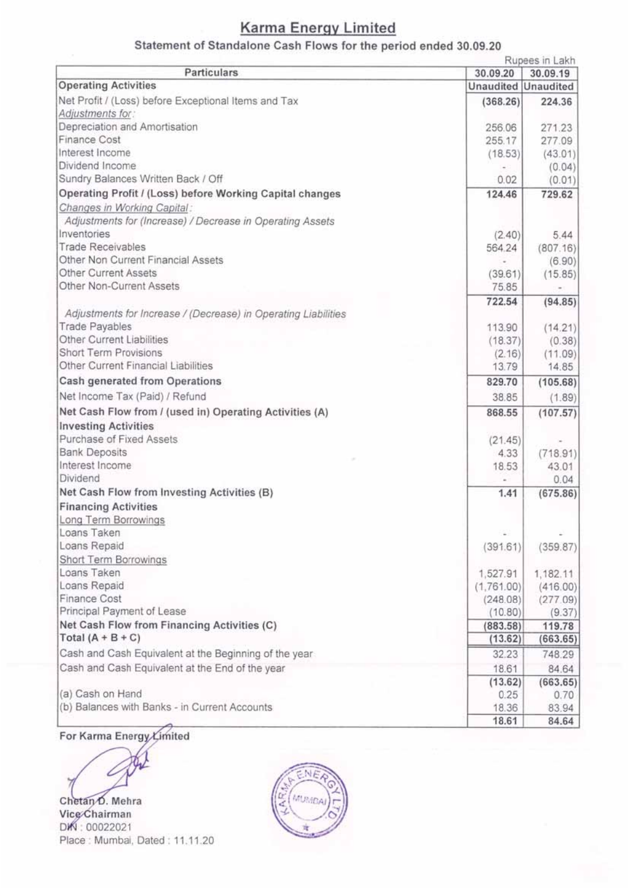# Karma Energy Limited

## Statement of Standalone Cash Flows for the period ended 30.09.20

Rupees in Lakh

| Particulars | 30.09.20 | 30.09.19 |
|---|---|---|
| **Operating Activities** | **Unaudited** | **Unaudited** |
| Net Profit / (Loss) before Exceptional Items and Tax | **(368.26)** | **224.36** |
| *Adjustments for:* | | |
| Depreciation and Amortisation | 256.06 | 271.23 |
| Finance Cost | 255.17 | 277.09 |
| Interest Income | (18.53) | (43.01) |
| Dividend Income | - | (0.04) |
| Sundry Balances Written Back / Off | 0.02 | (0.01) |
| **Operating Profit / (Loss) before Working Capital changes** | **124.46** | **729.62** |
| *Changes in Working Capital:* | | |
| *Adjustments for (Increase) / Decrease in Operating Assets* | | |
| Inventories | (2.40) | 5.44 |
| Trade Receivables | 564.24 | (807.16) |
| Other Non Current Financial Assets | - | (6.90) |
| Other Current Assets | (39.61) | (15.85) |
| Other Non-Current Assets | 75.85 | - |
| | **722.54** | **(94.85)** |
| *Adjustments for Increase / (Decrease) in Operating Liabilities* | | |
| Trade Payables | 113.90 | (14.21) |
| Other Current Liabilities | (18.37) | (0.38) |
| Short Term Provisions | (2.16) | (11.09) |
| Other Current Financial Liabilities | 13.79 | 14.85 |
| **Cash generated from Operations** | **829.70** | **(105.68)** |
| Net Income Tax (Paid) / Refund | 38.85 | (1.89) |
| **Net Cash Flow from / (used in) Operating Activities (A)** | **868.55** | **(107.57)** |
| **Investing Activities** | | |
| Purchase of Fixed Assets | (21.45) | - |
| Bank Deposits | 4.33 | (718.91) |
| Interest Income | 18.53 | 43.01 |
| Dividend | - | 0.04 |
| **Net Cash Flow from Investing Activities (B)** | **1.41** | **(675.86)** |
| **Financing Activities** | | |
| Long Term Borrowings | | |
| Loans Taken | - | - |
| Loans Repaid | (391.61) | (359.87) |
| Short Term Borrowings | | |
| Loans Taken | 1,527.91 | 1,182.11 |
| Loans Repaid | (1,761.00) | (416.00) |
| Finance Cost | (248.08) | (277.09) |
| Principal Payment of Lease | (10.80) | (9.37) |
| **Net Cash Flow from Financing Activities (C)** | **(883.58)** | **119.78** |
| **Total (A + B + C)** | **(13.62)** | **(663.65)** |
| Cash and Cash Equivalent at the Beginning of the year | 32.23 | 748.29 |
| Cash and Cash Equivalent at the End of the year | 18.61 | 84.64 |
| | **(13.62)** | **(663.65)** |
| (a) Cash on Hand | 0.25 | 0.70 |
| (b) Balances with Banks - in Current Accounts | 18.36 | 83.94 |
| | **18.61** | **84.64** |

**For Karma Energy Limited**

**Chetan D. Mehra**
**Vice Chairman**
DIN : 00022021
Place : Mumbai, Dated : 11.11.20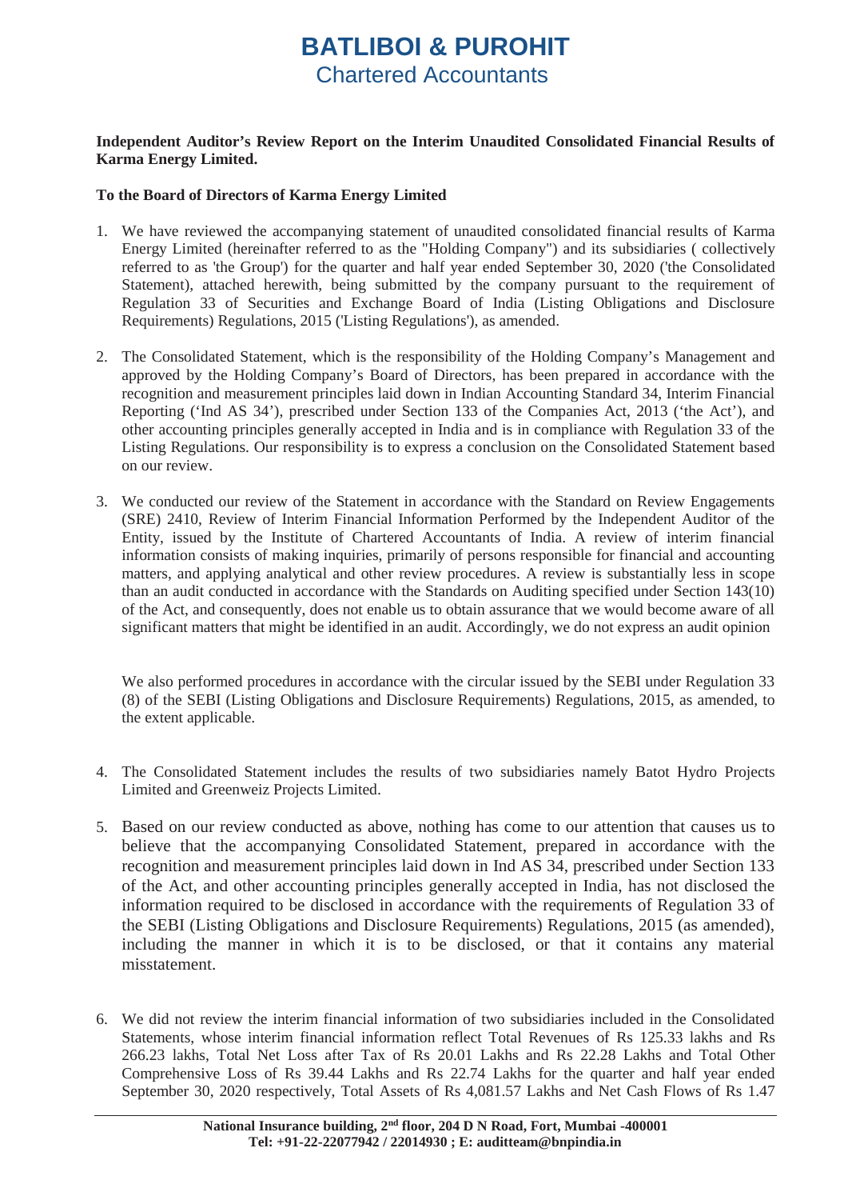# BATLIBOI & PUROHIT
## Chartered Accountants

**Independent Auditor's Review Report on the Interim Unaudited Consolidated Financial Results of Karma Energy Limited.**

**To the Board of Directors of Karma Energy Limited**

1. We have reviewed the accompanying statement of unaudited consolidated financial results of Karma Energy Limited (hereinafter referred to as the "Holding Company") and its subsidiaries ( collectively referred to as 'the Group') for the quarter and half year ended September 30, 2020 ('the Consolidated Statement), attached herewith, being submitted by the company pursuant to the requirement of Regulation 33 of Securities and Exchange Board of India (Listing Obligations and Disclosure Requirements) Regulations, 2015 ('Listing Regulations'), as amended.

2. The Consolidated Statement, which is the responsibility of the Holding Company's Management and approved by the Holding Company's Board of Directors, has been prepared in accordance with the recognition and measurement principles laid down in Indian Accounting Standard 34, Interim Financial Reporting ('Ind AS 34'), prescribed under Section 133 of the Companies Act, 2013 ('the Act'), and other accounting principles generally accepted in India and is in compliance with Regulation 33 of the Listing Regulations. Our responsibility is to express a conclusion on the Consolidated Statement based on our review.

3. We conducted our review of the Statement in accordance with the Standard on Review Engagements (SRE) 2410, Review of Interim Financial Information Performed by the Independent Auditor of the Entity, issued by the Institute of Chartered Accountants of India. A review of interim financial information consists of making inquiries, primarily of persons responsible for financial and accounting matters, and applying analytical and other review procedures. A review is substantially less in scope than an audit conducted in accordance with the Standards on Auditing specified under Section 143(10) of the Act, and consequently, does not enable us to obtain assurance that we would become aware of all significant matters that might be identified in an audit. Accordingly, we do not express an audit opinion

   We also performed procedures in accordance with the circular issued by the SEBI under Regulation 33 (8) of the SEBI (Listing Obligations and Disclosure Requirements) Regulations, 2015, as amended, to the extent applicable.

4. The Consolidated Statement includes the results of two subsidiaries namely Batot Hydro Projects Limited and Greenweiz Projects Limited.

5. Based on our review conducted as above, nothing has come to our attention that causes us to believe that the accompanying Consolidated Statement, prepared in accordance with the recognition and measurement principles laid down in Ind AS 34, prescribed under Section 133 of the Act, and other accounting principles generally accepted in India, has not disclosed the information required to be disclosed in accordance with the requirements of Regulation 33 of the SEBI (Listing Obligations and Disclosure Requirements) Regulations, 2015 (as amended), including the manner in which it is to be disclosed, or that it contains any material misstatement.

6. We did not review the interim financial information of two subsidiaries included in the Consolidated Statements, whose interim financial information reflect Total Revenues of Rs 125.33 lakhs and Rs 266.23 lakhs, Total Net Loss after Tax of Rs 20.01 Lakhs and Rs 22.28 Lakhs and Total Other Comprehensive Loss of Rs 39.44 Lakhs and Rs 22.74 Lakhs for the quarter and half year ended September 30, 2020 respectively, Total Assets of Rs 4,081.57 Lakhs and Net Cash Flows of Rs 1.47

National Insurance building, 2nd floor, 204 D N Road, Fort, Mumbai -400001
Tel: +91-22-22077942 / 22014930 ; E: auditteam@bnpindia.in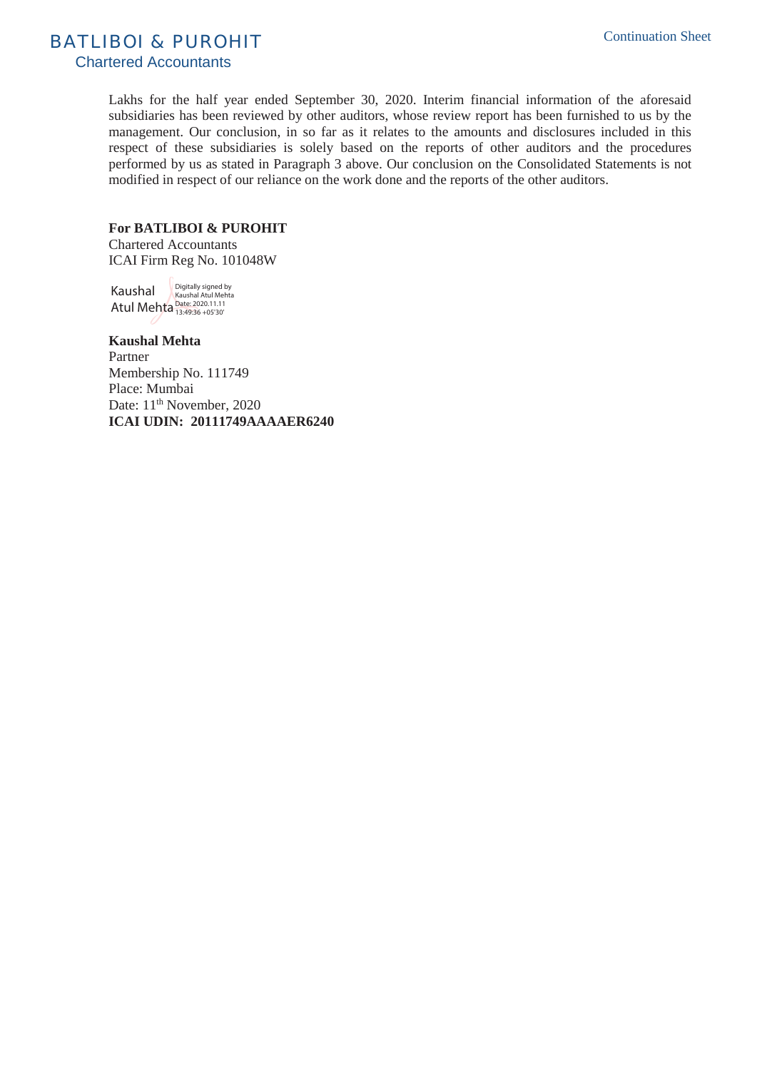Lakhs for the half year ended September 30, 2020. Interim financial information of the aforesaid subsidiaries has been reviewed by other auditors, whose review report has been furnished to us by the management. Our conclusion, in so far as it relates to the amounts and disclosures included in this respect of these subsidiaries is solely based on the reports of other auditors and the procedures performed by us as stated in Paragraph 3 above. Our conclusion on the Consolidated Statements is not modified in respect of our reliance on the work done and the reports of the other auditors.

**For BATLIBOI & PUROHIT**
Chartered Accountants
ICAI Firm Reg No. 101048W

Kaushal Atul Mehta
Digitally signed by Kaushal Atul Mehta
Date: 2020.11.11 13:49:36 +05'30'

**Kaushal Mehta**
Partner
Membership No. 111749
Place: Mumbai
Date: 11th November, 2020
**ICAI UDIN: 20111749AAAAER6240**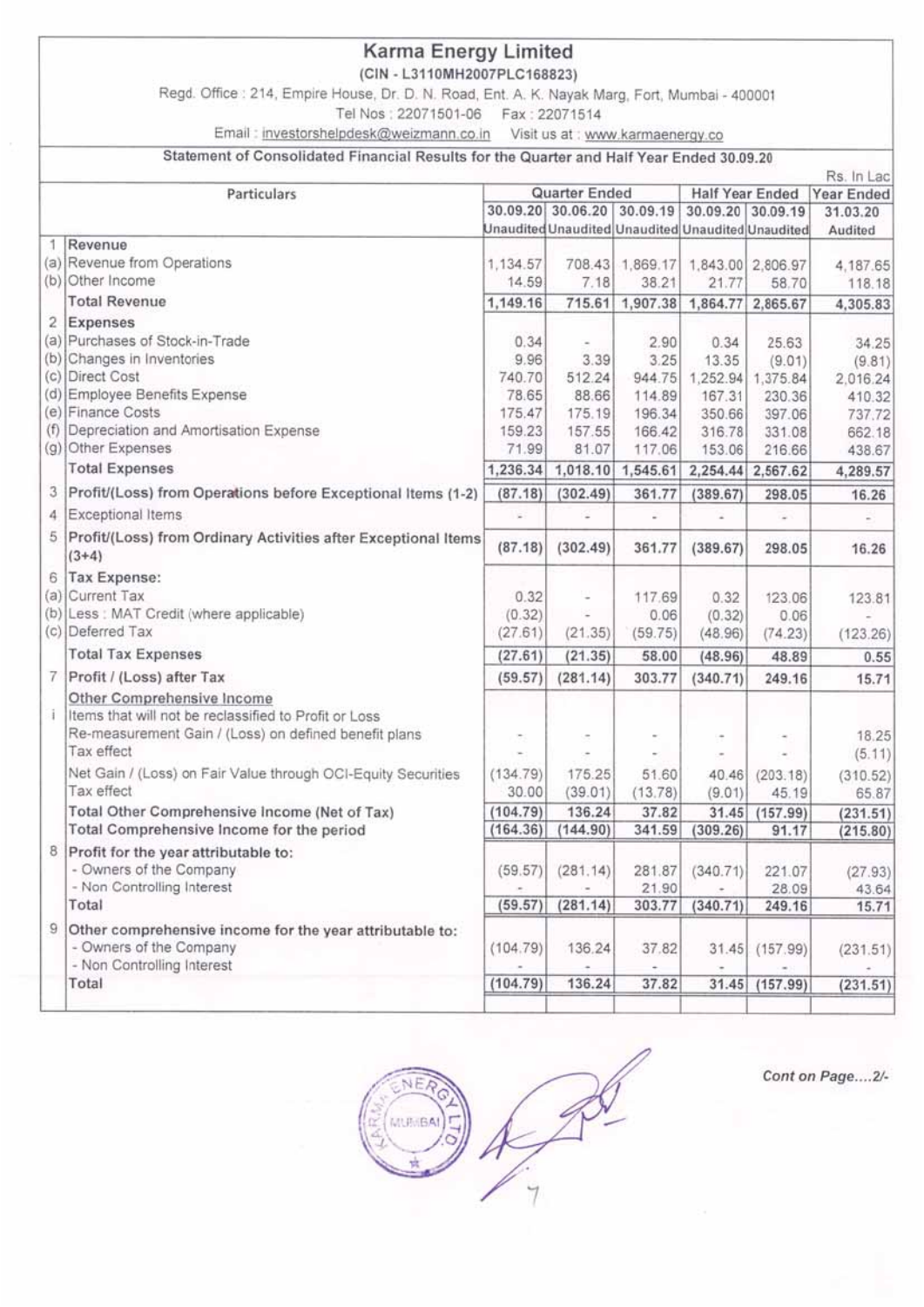# Karma Energy Limited

(CIN - L3110MH2007PLC168823)

Regd. Office : 214, Empire House, Dr. D. N. Road, Ent. A. K. Nayak Marg, Fort, Mumbai - 400001

Tel Nos : 22071501-06 Fax : 22071514

Email : investorshelpdesk@weizmann.co.in Visit us at : www.karmaenergy.co

## Statement of Consolidated Financial Results for the Quarter and Half Year Ended 30.09.20

Rs. In Lac

| | Particulars | Quarter Ended | | | Half Year Ended | | Year Ended |
|---|---|---|---|---|---|---|---|
| | | 30.09.20 | 30.06.20 | 30.09.19 | 30.09.20 | 30.09.19 | 31.03.20 |
| | | Unaudited | Unaudited | Unaudited | Unaudited | Unaudited | Audited |
| 1 | **Revenue** | | | | | | |
| (a) | Revenue from Operations | 1,134.57 | 708.43 | 1,869.17 | 1,843.00 | 2,806.97 | 4,187.65 |
| (b) | Other Income | 14.59 | 7.18 | 38.21 | 21.77 | 58.70 | 118.18 |
| | **Total Revenue** | 1,149.16 | 715.61 | 1,907.38 | 1,864.77 | 2,865.67 | 4,305.83 |
| 2 | **Expenses** | | | | | | |
| (a) | Purchases of Stock-in-Trade | 0.34 | - | 2.90 | 0.34 | 25.63 | 34.25 |
| (b) | Changes in Inventories | 9.96 | 3.39 | 3.25 | 13.35 | (9.01) | (9.81) |
| (c) | Direct Cost | 740.70 | 512.24 | 944.75 | 1,252.94 | 1,375.84 | 2,016.24 |
| (d) | Employee Benefits Expense | 78.65 | 88.66 | 114.89 | 167.31 | 230.36 | 410.32 |
| (e) | Finance Costs | 175.47 | 175.19 | 196.34 | 350.66 | 397.06 | 737.72 |
| (f) | Depreciation and Amortisation Expense | 159.23 | 157.55 | 166.42 | 316.78 | 331.08 | 662.18 |
| (g) | Other Expenses | 71.99 | 81.07 | 117.06 | 153.06 | 216.66 | 438.67 |
| | **Total Expenses** | 1,236.34 | 1,018.10 | 1,545.61 | 2,254.44 | 2,567.62 | 4,289.57 |
| 3 | **Profit/(Loss) from Operations before Exceptional Items (1-2)** | (87.18) | (302.49) | 361.77 | (389.67) | 298.05 | 16.26 |
| 4 | Exceptional Items | - | - | - | - | - | - |
| 5 | **Profit/(Loss) from Ordinary Activities after Exceptional Items (3+4)** | (87.18) | (302.49) | 361.77 | (389.67) | 298.05 | 16.26 |
| 6 | **Tax Expense:** | | | | | | |
| (a) | Current Tax | 0.32 | - | 117.69 | 0.32 | 123.06 | 123.81 |
| (b) | Less : MAT Credit (where applicable) | (0.32) | - | 0.06 | (0.32) | 0.06 | - |
| (c) | Deferred Tax | (27.61) | (21.35) | (59.75) | (48.96) | (74.23) | (123.26) |
| | **Total Tax Expenses** | (27.61) | (21.35) | 58.00 | (48.96) | 48.89 | 0.55 |
| 7 | **Profit / (Loss) after Tax** | (59.57) | (281.14) | 303.77 | (340.71) | 249.16 | 15.71 |
| | Other Comprehensive Income | | | | | | |
| i | Items that will not be reclassified to Profit or Loss | | | | | | |
| | Re-measurement Gain / (Loss) on defined benefit plans | - | - | - | - | - | 18.25 |
| | Tax effect | - | - | - | - | - | (5.11) |
| | Net Gain / (Loss) on Fair Value through OCI-Equity Securities | (134.79) | 175.25 | 51.60 | 40.46 | (203.18) | (310.52) |
| | Tax effect | 30.00 | (39.01) | (13.78) | (9.01) | 45.19 | 65.87 |
| | **Total Other Comprehensive Income (Net of Tax)** | (104.79) | 136.24 | 37.82 | 31.45 | (157.99) | (231.51) |
| | **Total Comprehensive Income for the period** | (164.36) | (144.90) | 341.59 | (309.26) | 91.17 | (215.80) |
| 8 | **Profit for the year attributable to:** | | | | | | |
| | - Owners of the Company | (59.57) | (281.14) | 281.87 | (340.71) | 221.07 | (27.93) |
| | - Non Controlling Interest | - | - | 21.90 | - | 28.09 | 43.64 |
| | Total | (59.57) | (281.14) | 303.77 | (340.71) | 249.16 | 15.71 |
| 9 | **Other comprehensive income for the year attributable to:** | | | | | | |
| | - Owners of the Company | (104.79) | 136.24 | 37.82 | 31.45 | (157.99) | (231.51) |
| | - Non Controlling Interest | - | - | - | - | - | - |
| | Total | (104.79) | 136.24 | 37.82 | 31.45 | (157.99) | (231.51) |

*Cont on Page....2/-*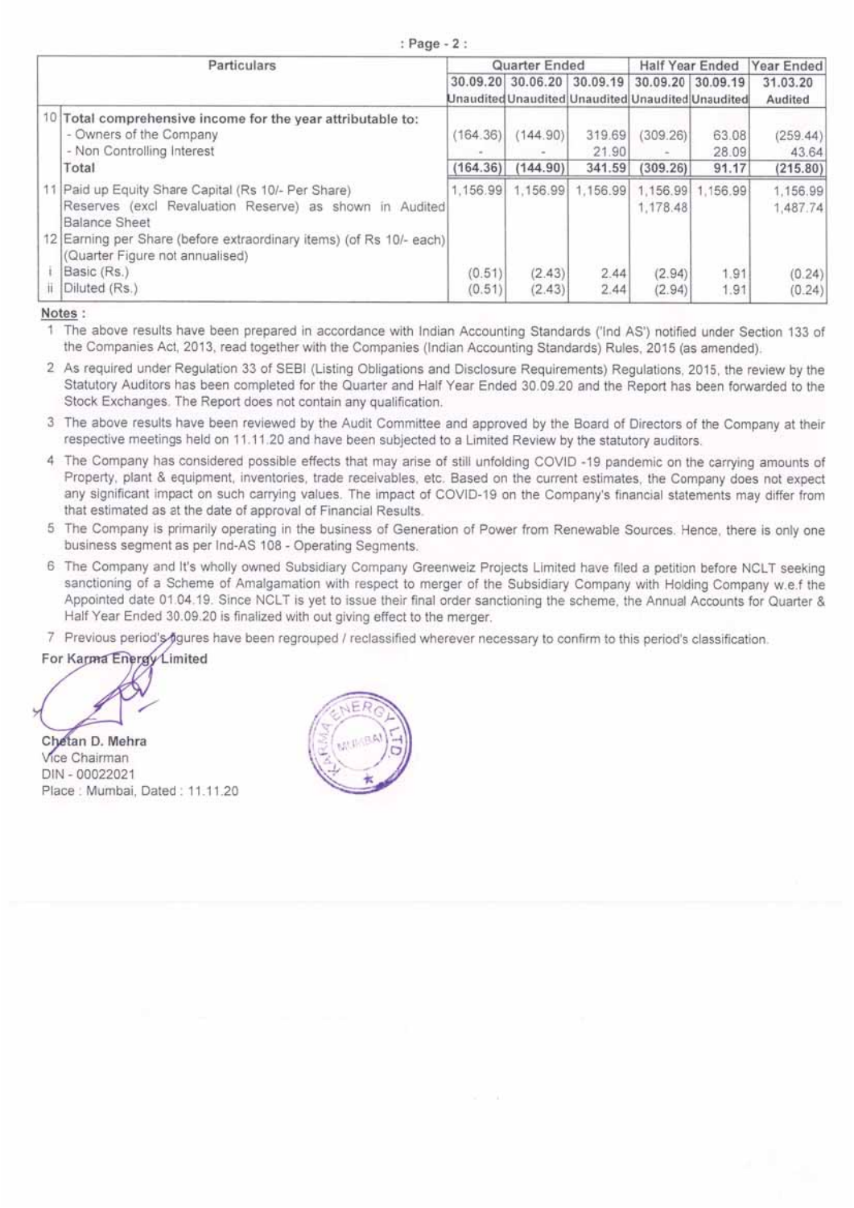: Page - 2 :

| | Particulars | Quarter Ended | | | Half Year Ended | | Year Ended |
|---|---|---|---|---|---|---|---|
| | | 30.09.20 | 30.06.20 | 30.09.19 | 30.09.20 | 30.09.19 | 31.03.20 |
| | | Unaudited | Unaudited | Unaudited | Unaudited | Unaudited | Audited |
| 10 | **Total comprehensive income for the year attributable to:** | | | | | | |
| | - Owners of the Company | (164.36) | (144.90) | 319.69 | (309.26) | 63.08 | (259.44) |
| | - Non Controlling Interest | - | - | 21.90 | - | 28.09 | 43.64 |
| | **Total** | **(164.36)** | **(144.90)** | **341.59** | **(309.26)** | **91.17** | **(215.80)** |
| 11 | Paid up Equity Share Capital (Rs 10/- Per Share) | 1,156.99 | 1,156.99 | 1,156.99 | 1,156.99 | 1,156.99 | 1,156.99 |
| | Reserves (excl Revaluation Reserve) as shown in Audited Balance Sheet | | | | 1,178.48 | | 1,487.74 |
| 12 | Earning per Share (before extraordinary items) (of Rs 10/- each) (Quarter Figure not annualised) | | | | | | |
| i | Basic (Rs.) | (0.51) | (2.43) | 2.44 | (2.94) | 1.91 | (0.24) |
| ii | Diluted (Rs.) | (0.51) | (2.43) | 2.44 | (2.94) | 1.91 | (0.24) |

**Notes :**

1. The above results have been prepared in accordance with Indian Accounting Standards ('Ind AS') notified under Section 133 of the Companies Act, 2013, read together with the Companies (Indian Accounting Standards) Rules, 2015 (as amended).
2. As required under Regulation 33 of SEBI (Listing Obligations and Disclosure Requirements) Regulations, 2015, the review by the Statutory Auditors has been completed for the Quarter and Half Year Ended 30.09.20 and the Report has been forwarded to the Stock Exchanges. The Report does not contain any qualification.
3. The above results have been reviewed by the Audit Committee and approved by the Board of Directors of the Company at their respective meetings held on 11.11.20 and have been subjected to a Limited Review by the statutory auditors.
4. The Company has considered possible effects that may arise of still unfolding COVID -19 pandemic on the carrying amounts of Property, plant & equipment, inventories, trade receivables, etc. Based on the current estimates, the Company does not expect any significant impact on such carrying values. The impact of COVID-19 on the Company's financial statements may differ from that estimated as at the date of approval of Financial Results.
5. The Company is primarily operating in the business of Generation of Power from Renewable Sources. Hence, there is only one business segment as per Ind-AS 108 - Operating Segments.
6. The Company and It's wholly owned Subsidiary Company Greenweiz Projects Limited have filed a petition before NCLT seeking sanctioning of a Scheme of Amalgamation with respect to merger of the Subsidiary Company with Holding Company w.e.f the Appointed date 01.04.19. Since NCLT is yet to issue their final order sanctioning the scheme, the Annual Accounts for Quarter & Half Year Ended 30.09.20 is finalized with out giving effect to the merger.
7. Previous period's figures have been regrouped / reclassified wherever necessary to confirm to this period's classification.

**For Karma Energy Limited**

Chetan D. Mehra
Vice Chairman
DIN - 00022021
Place : Mumbai, Dated : 11.11.20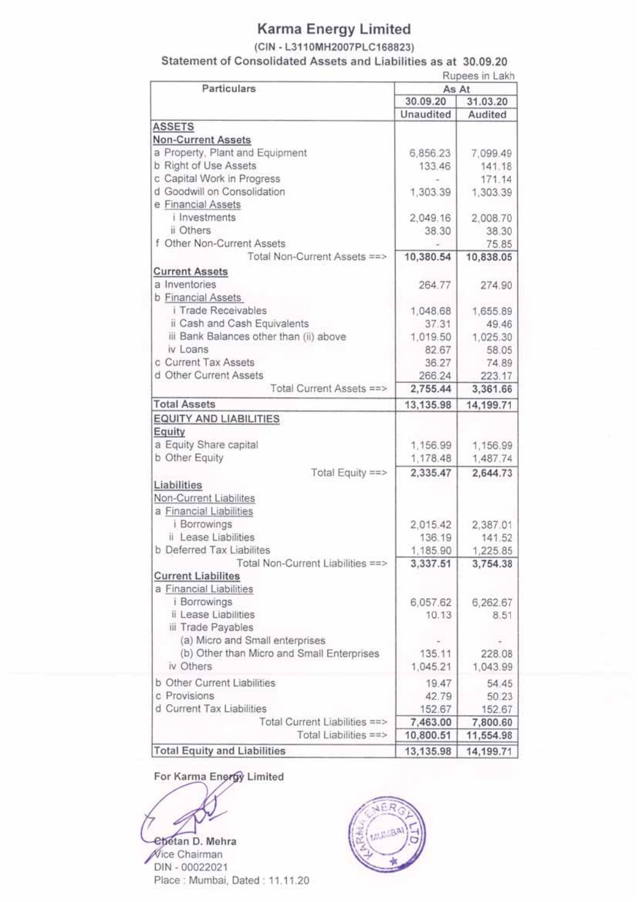# Karma Energy Limited

(CIN - L3110MH2007PLC168823)

Statement of Consolidated Assets and Liabilities as at 30.09.20

Rupees in Lakh

| Particulars | As At | |
|---|---|---|
| | 30.09.20 | 31.03.20 |
| | Unaudited | Audited |
| **ASSETS** | | |
| **Non-Current Assets** | | |
| a Property, Plant and Equipment | 6,856.23 | 7,099.49 |
| b Right of Use Assets | 133.46 | 141.18 |
| c Capital Work in Progress | - | 171.14 |
| d Goodwill on Consolidation | 1,303.39 | 1,303.39 |
| e Financial Assets | | |
| i Investments | 2,049.16 | 2,008.70 |
| ii Others | 38.30 | 38.30 |
| f Other Non-Current Assets | - | 75.85 |
| Total Non-Current Assets ==> | 10,380.54 | 10,838.05 |
| **Current Assets** | | |
| a Inventories | 264.77 | 274.90 |
| b Financial Assets | | |
| i Trade Receivables | 1,048.68 | 1,655.89 |
| ii Cash and Cash Equivalents | 37.31 | 49.46 |
| iii Bank Balances other than (ii) above | 1,019.50 | 1,025.30 |
| iv Loans | 82.67 | 58.05 |
| c Current Tax Assets | 36.27 | 74.89 |
| d Other Current Assets | 266.24 | 223.17 |
| Total Current Assets ==> | 2,755.44 | 3,361.66 |
| **Total Assets** | 13,135.98 | 14,199.71 |
| **EQUITY AND LIABILITIES** | | |
| **Equity** | | |
| a Equity Share capital | 1,156.99 | 1,156.99 |
| b Other Equity | 1,178.48 | 1,487.74 |
| Total Equity ==> | 2,335.47 | 2,644.73 |
| **Liabilities** | | |
| Non-Current Liabilites | | |
| a Financial Liabilities | | |
| i Borrowings | 2,015.42 | 2,387.01 |
| ii Lease Liabilities | 136.19 | 141.52 |
| b Deferred Tax Liabilites | 1,185.90 | 1,225.85 |
| Total Non-Current Liabilities ==> | 3,337.51 | 3,754.38 |
| **Current Liabilites** | | |
| a Financial Liabilities | | |
| i Borrowings | 6,057.62 | 6,262.67 |
| ii Lease Liabilities | 10.13 | 8.51 |
| iii Trade Payables | | |
| (a) Micro and Small enterprises | - | - |
| (b) Other than Micro and Small Enterprises | 135.11 | 228.08 |
| iv Others | 1,045.21 | 1,043.99 |
| b Other Current Liabilities | 19.47 | 54.45 |
| c Provisions | 42.79 | 50.23 |
| d Current Tax Liabilities | 152.67 | 152.67 |
| Total Current Liabilities ==> | 7,463.00 | 7,800.60 |
| Total Liabilities ==> | 10,800.51 | 11,554.98 |
| **Total Equity and Liabilities** | 13,135.98 | 14,199.71 |

**For Karma Energy Limited**

Chetan D. Mehra
Vice Chairman
DIN - 00022021
Place : Mumbai, Dated : 11.11.20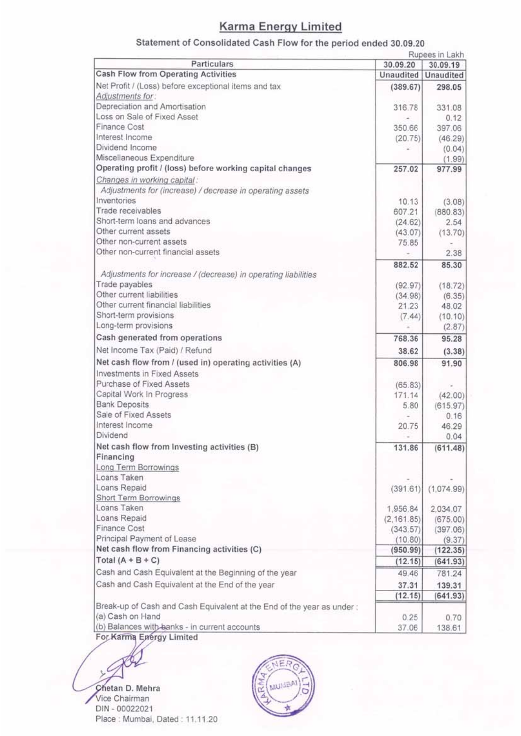# Karma Energy Limited

## Statement of Consolidated Cash Flow for the period ended 30.09.20

Rupees in Lakh

| Particulars | 30.09.20 | 30.09.19 |
|---|---|---|
| **Cash Flow from Operating Activities** | **Unaudited** | **Unaudited** |
| Net Profit / (Loss) before exceptional items and tax | **(389.67)** | **298.05** |
| *Adjustments for:* | | |
| Depreciation and Amortisation | 316.78 | 331.08 |
| Loss on Sale of Fixed Asset | - | 0.12 |
| Finance Cost | 350.66 | 397.06 |
| Interest Income | (20.75) | (46.29) |
| Dividend Income | - | (0.04) |
| Miscellaneous Expenditure | | (1.99) |
| **Operating profit / (loss) before working capital changes** | **257.02** | **977.99** |
| *Changes in working capital:* | | |
| *Adjustments for (increase) / decrease in operating assets* | | |
| Inventories | 10.13 | (3.08) |
| Trade receivables | 607.21 | (880.83) |
| Short-term loans and advances | (24.62) | 2.54 |
| Other current assets | (43.07) | (13.70) |
| Other non-current assets | 75.85 | - |
| Other non-current financial assets | - | 2.38 |
| | **882.52** | **85.30** |
| *Adjustments for increase / (decrease) in operating liabilities* | | |
| Trade payables | (92.97) | (18.72) |
| Other current liabilities | (34.98) | (6.35) |
| Other current financial liabilities | 21.23 | 48.02 |
| Short-term provisions | (7.44) | (10.10) |
| Long-term provisions | - | (2.87) |
| **Cash generated from operations** | **768.36** | **95.28** |
| Net Income Tax (Paid) / Refund | **38.62** | **(3.38)** |
| **Net cash flow from / (used in) operating activities (A)** | **806.98** | **91.90** |
| Investments in Fixed Assets | | |
| Purchase of Fixed Assets | (65.83) | - |
| Capital Work In Progress | 171.14 | (42.00) |
| Bank Deposits | 5.80 | (615.97) |
| Sale of Fixed Assets | - | 0.16 |
| Interest Income | 20.75 | 46.29 |
| Dividend | - | 0.04 |
| **Net cash flow from Investing activities (B)** | **131.86** | **(611.48)** |
| **Financing** | | |
| Long Term Borrowings | | |
| Loans Taken | - | - |
| Loans Repaid | (391.61) | (1,074.99) |
| Short Term Borrowings | | |
| Loans Taken | 1,956.84 | 2,034.07 |
| Loans Repaid | (2,161.85) | (675.00) |
| Finance Cost | (343.57) | (397.06) |
| Principal Payment of Lease | (10.80) | (9.37) |
| **Net cash flow from Financing activities (C)** | **(950.99)** | **(122.35)** |
| **Total (A + B + C)** | **(12.15)** | **(641.93)** |
| Cash and Cash Equivalent at the Beginning of the year | 49.46 | 781.24 |
| Cash and Cash Equivalent at the End of the year | **37.31** | **139.31** |
| | **(12.15)** | **(641.93)** |
| Break-up of Cash and Cash Equivalent at the End of the year as under : | | |
| (a) Cash on Hand | 0.25 | 0.70 |
| (b) Balances with banks - in current accounts | 37.06 | 138.61 |

For Karma Energy Limited

Chetan D. Mehra
Vice Chairman
DIN - 00022021
Place : Mumbai, Dated : 11.11.20